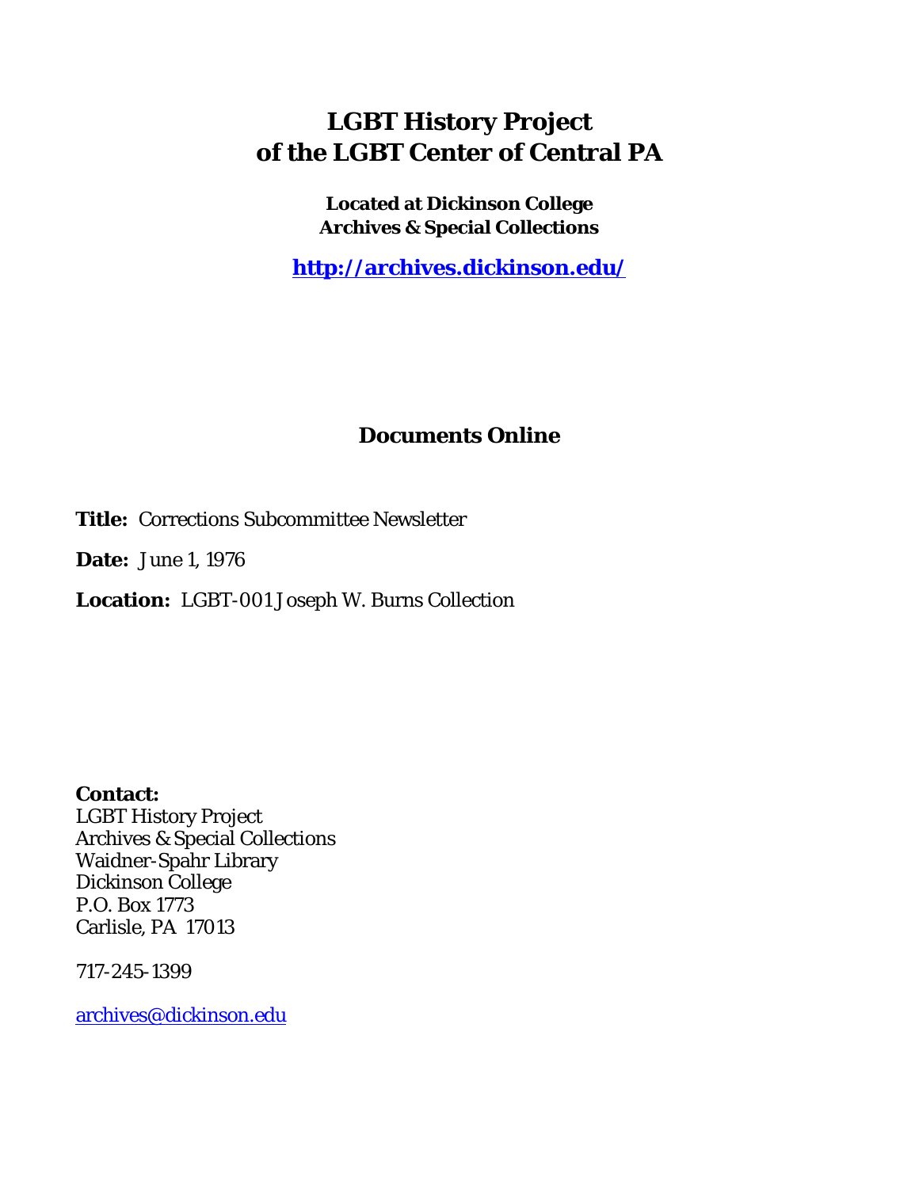# LGBT History Project of the LGBT Center of Central PA

**Located at Dickinson College Archives & Special Collections**

**http://archives.dickinson.edu/**

## Documents Online

**Title:** Corrections Subcommittee Newsletter

**Date:** June 1, 1976

**Location:** LGBT-001 Joseph W. Burns Collection

**Contact:**
LGBT History Project
Archives & Special Collections
Waidner-Spahr Library
Dickinson College
P.O. Box 1773
Carlisle, PA 17013

717-245-1399

archives@dickinson.edu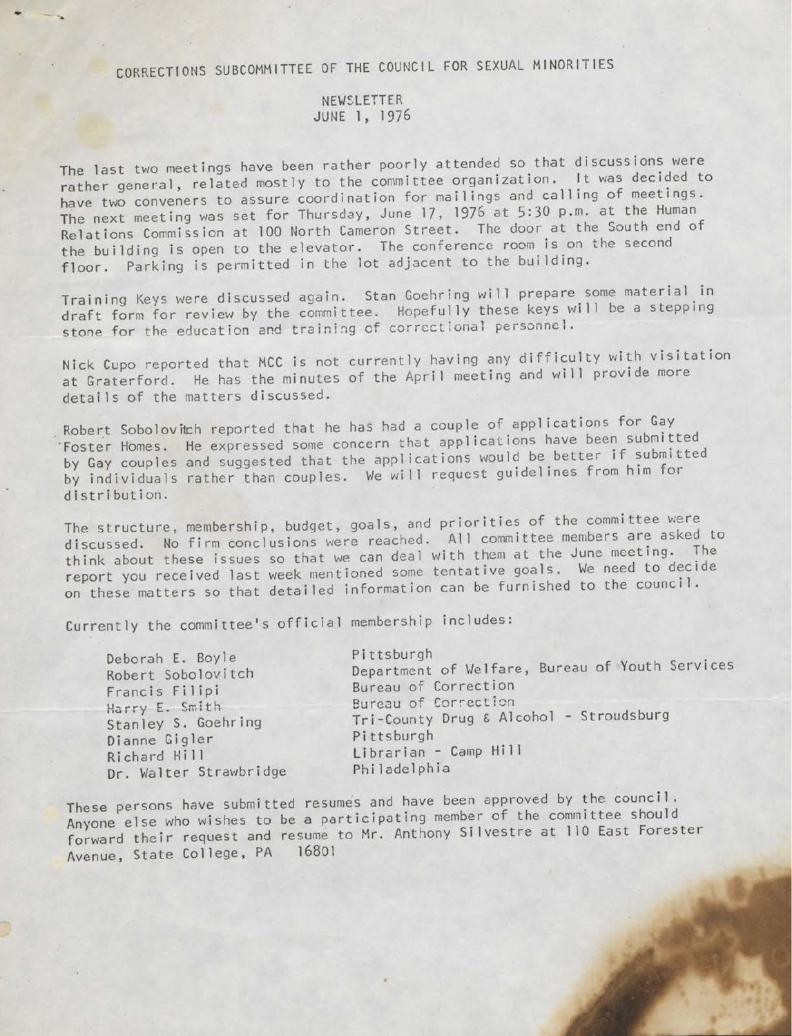# CORRECTIONS SUBCOMMITTEE OF THE COUNCIL FOR SEXUAL MINORITIES

## NEWSLETTER
## JUNE 1, 1976

The last two meetings have been rather poorly attended so that discussions were rather general, related mostly to the committee organization. It was decided to have two conveners to assure coordination for mailings and calling of meetings. The next meeting was set for Thursday, June 17, 1976 at 5:30 p.m. at the Human Relations Commission at 100 North Cameron Street. The door at the South end of the building is open to the elevator. The conference room is on the second floor. Parking is permitted in the lot adjacent to the building.

Training Keys were discussed again. Stan Goehring will prepare some material in draft form for review by the committee. Hopefully these keys will be a stepping stone for the education and training of correctional personnel.

Nick Cupo reported that MCC is not currently having any difficulty with visitation at Graterford. He has the minutes of the April meeting and will provide more details of the matters discussed.

Robert Sobolovitch reported that he has had a couple of applications for Gay Foster Homes. He expressed some concern that applications have been submitted by Gay couples and suggested that the applications would be better if submitted by individuals rather than couples. We will request guidelines from him for distribution.

The structure, membership, budget, goals, and priorities of the committee were discussed. No firm conclusions were reached. All committee members are asked to think about these issues so that we can deal with them at the June meeting. The report you received last week mentioned some tentative goals. We need to decide on these matters so that detailed information can be furnished to the council.

Currently the committee's official membership includes:

| | |
|---|---|
| Deborah E. Boyle | Pittsburgh |
| Robert Sobolovitch | Department of Welfare, Bureau of Youth Services |
| Francis Filipi | Bureau of Correction |
| ~~Harry E. Smith~~ | Bureau of Correction |
| Stanley S. Goehring | Tri-County Drug & Alcohol - Stroudsburg |
| Dianne Gigler | Pittsburgh |
| Richard Hill | Librarian - Camp Hill |
| Dr. Walter Strawbridge | Philadelphia |

These persons have submitted resumés and have been approved by the council. Anyone else who wishes to be a participating member of the committee should forward their request and resume to Mr. Anthony Silvestre at 110 East Forester Avenue, State College, PA 16801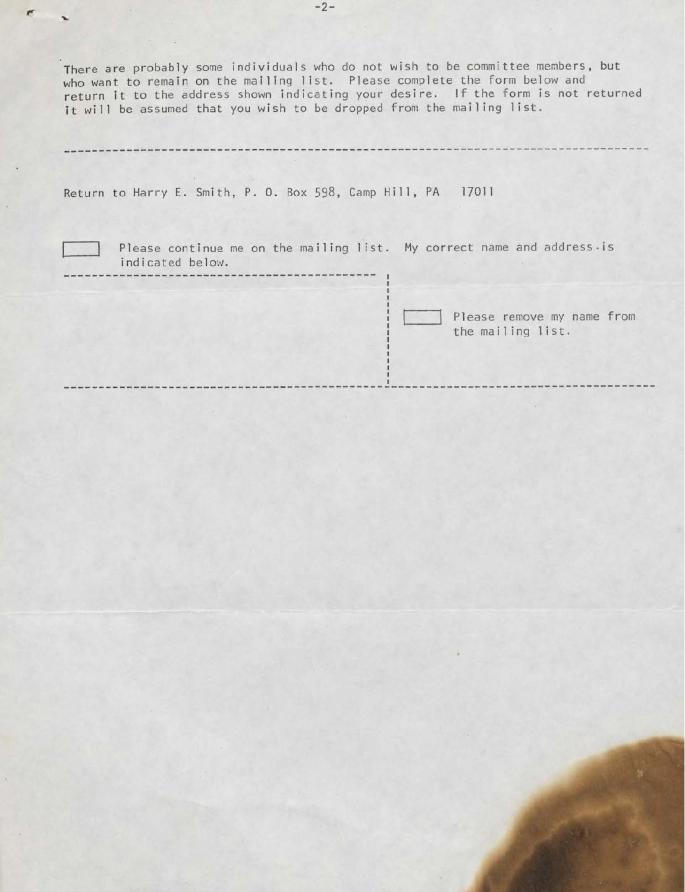There are probably some individuals who do not wish to be committee members, but who want to remain on the mailing list. Please complete the form below and return it to the address shown indicating your desire. If the form is not returned it will be assumed that you wish to be dropped from the mailing list.

---

Return to Harry E. Smith, P. O. Box 598, Camp Hill, PA 17011

[ ] Please continue me on the mailing list. My correct name and address is indicated below.

[ ] Please remove my name from the mailing list.

---